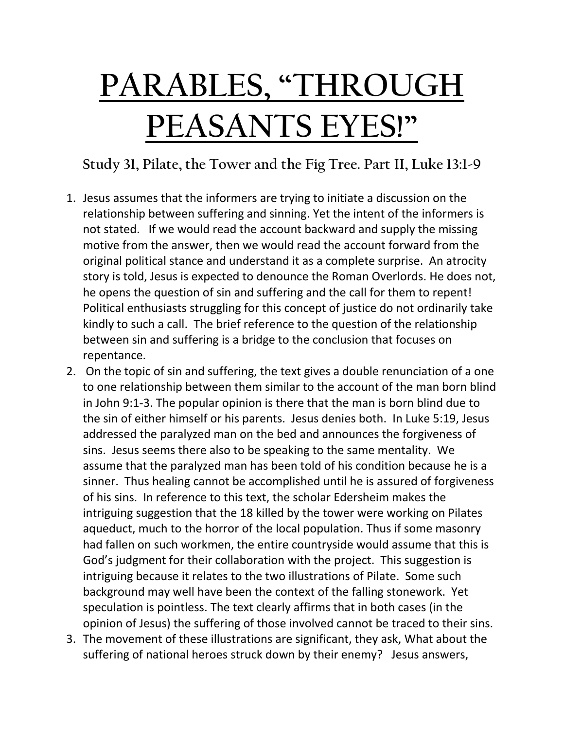# PARABLES, "THROUGH PEASANTS EYES!"

## Study 31, Pilate, the Tower and the Fig Tree. Part II, Luke 13:1-9

1. Jesus assumes that the informers are trying to initiate a discussion on the relationship between suffering and sinning. Yet the intent of the informers is not stated. If we would read the account backward and supply the missing motive from the answer, then we would read the account forward from the original political stance and understand it as a complete surprise. An atrocity story is told, Jesus is expected to denounce the Roman Overlords. He does not, he opens the question of sin and suffering and the call for them to repent! Political enthusiasts struggling for this concept of justice do not ordinarily take kindly to such a call. The brief reference to the question of the relationship between sin and suffering is a bridge to the conclusion that focuses on repentance.
2. On the topic of sin and suffering, the text gives a double renunciation of a one to one relationship between them similar to the account of the man born blind in John 9:1-3. The popular opinion is there that the man is born blind due to the sin of either himself or his parents. Jesus denies both. In Luke 5:19, Jesus addressed the paralyzed man on the bed and announces the forgiveness of sins. Jesus seems there also to be speaking to the same mentality. We assume that the paralyzed man has been told of his condition because he is a sinner. Thus healing cannot be accomplished until he is assured of forgiveness of his sins. In reference to this text, the scholar Edersheim makes the intriguing suggestion that the 18 killed by the tower were working on Pilates aqueduct, much to the horror of the local population. Thus if some masonry had fallen on such workmen, the entire countryside would assume that this is God's judgment for their collaboration with the project. This suggestion is intriguing because it relates to the two illustrations of Pilate. Some such background may well have been the context of the falling stonework. Yet speculation is pointless. The text clearly affirms that in both cases (in the opinion of Jesus) the suffering of those involved cannot be traced to their sins.
3. The movement of these illustrations are significant, they ask, What about the suffering of national heroes struck down by their enemy? Jesus answers,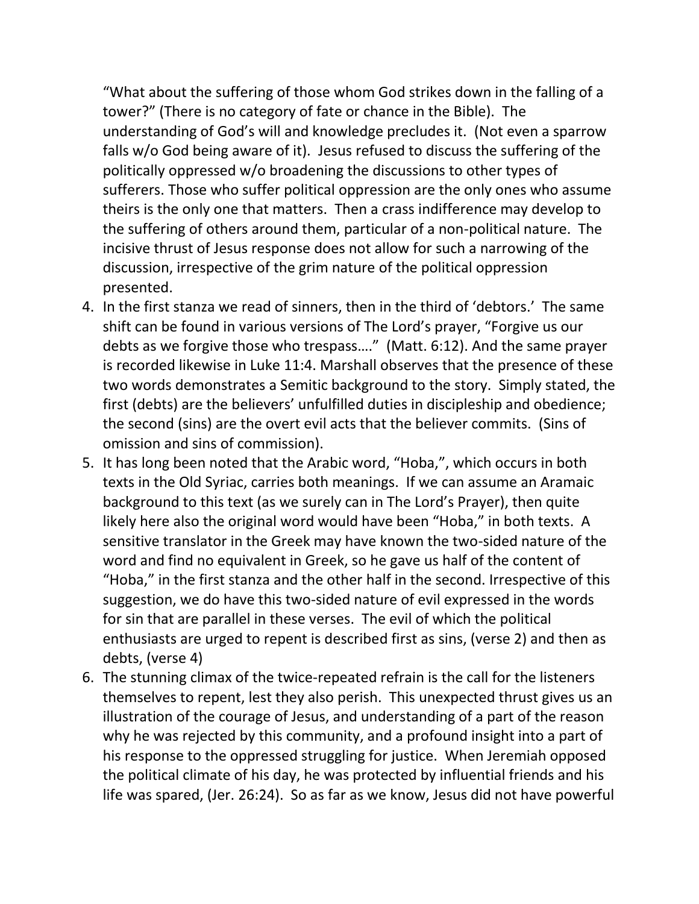"What about the suffering of those whom God strikes down in the falling of a tower?" (There is no category of fate or chance in the Bible). The understanding of God's will and knowledge precludes it. (Not even a sparrow falls w/o God being aware of it). Jesus refused to discuss the suffering of the politically oppressed w/o broadening the discussions to other types of sufferers. Those who suffer political oppression are the only ones who assume theirs is the only one that matters. Then a crass indifference may develop to the suffering of others around them, particular of a non-political nature. The incisive thrust of Jesus response does not allow for such a narrowing of the discussion, irrespective of the grim nature of the political oppression presented.

4. In the first stanza we read of sinners, then in the third of 'debtors.' The same shift can be found in various versions of The Lord's prayer, "Forgive us our debts as we forgive those who trespass…." (Matt. 6:12). And the same prayer is recorded likewise in Luke 11:4. Marshall observes that the presence of these two words demonstrates a Semitic background to the story. Simply stated, the first (debts) are the believers' unfulfilled duties in discipleship and obedience; the second (sins) are the overt evil acts that the believer commits. (Sins of omission and sins of commission).
5. It has long been noted that the Arabic word, "Hoba,", which occurs in both texts in the Old Syriac, carries both meanings. If we can assume an Aramaic background to this text (as we surely can in The Lord's Prayer), then quite likely here also the original word would have been "Hoba," in both texts. A sensitive translator in the Greek may have known the two-sided nature of the word and find no equivalent in Greek, so he gave us half of the content of "Hoba," in the first stanza and the other half in the second. Irrespective of this suggestion, we do have this two-sided nature of evil expressed in the words for sin that are parallel in these verses. The evil of which the political enthusiasts are urged to repent is described first as sins, (verse 2) and then as debts, (verse 4)
6. The stunning climax of the twice-repeated refrain is the call for the listeners themselves to repent, lest they also perish. This unexpected thrust gives us an illustration of the courage of Jesus, and understanding of a part of the reason why he was rejected by this community, and a profound insight into a part of his response to the oppressed struggling for justice. When Jeremiah opposed the political climate of his day, he was protected by influential friends and his life was spared, (Jer. 26:24). So as far as we know, Jesus did not have powerful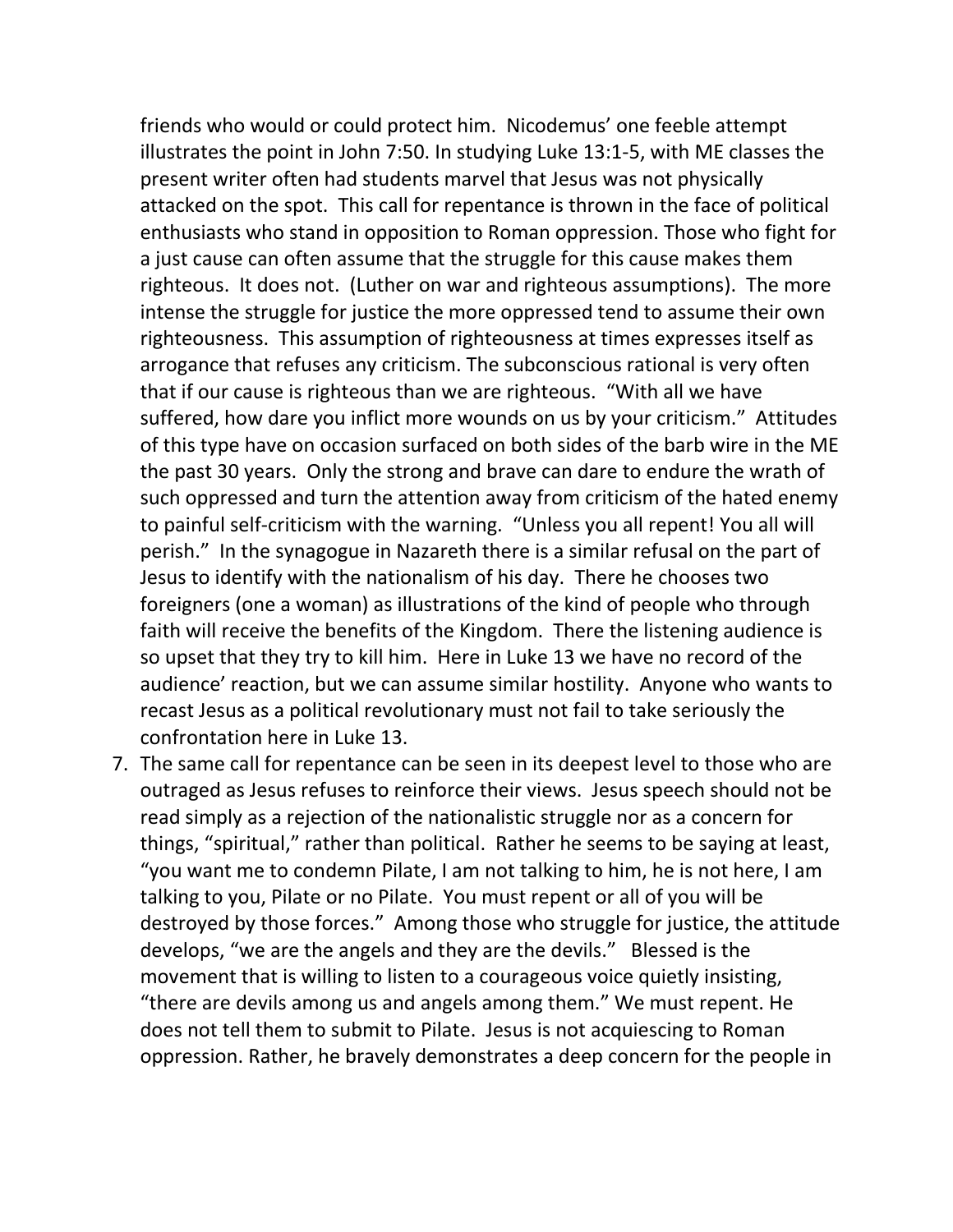friends who would or could protect him. Nicodemus' one feeble attempt illustrates the point in John 7:50. In studying Luke 13:1-5, with ME classes the present writer often had students marvel that Jesus was not physically attacked on the spot. This call for repentance is thrown in the face of political enthusiasts who stand in opposition to Roman oppression. Those who fight for a just cause can often assume that the struggle for this cause makes them righteous. It does not. (Luther on war and righteous assumptions). The more intense the struggle for justice the more oppressed tend to assume their own righteousness. This assumption of righteousness at times expresses itself as arrogance that refuses any criticism. The subconscious rational is very often that if our cause is righteous than we are righteous. "With all we have suffered, how dare you inflict more wounds on us by your criticism." Attitudes of this type have on occasion surfaced on both sides of the barb wire in the ME the past 30 years. Only the strong and brave can dare to endure the wrath of such oppressed and turn the attention away from criticism of the hated enemy to painful self-criticism with the warning. "Unless you all repent! You all will perish." In the synagogue in Nazareth there is a similar refusal on the part of Jesus to identify with the nationalism of his day. There he chooses two foreigners (one a woman) as illustrations of the kind of people who through faith will receive the benefits of the Kingdom. There the listening audience is so upset that they try to kill him. Here in Luke 13 we have no record of the audience' reaction, but we can assume similar hostility. Anyone who wants to recast Jesus as a political revolutionary must not fail to take seriously the confrontation here in Luke 13.

7. The same call for repentance can be seen in its deepest level to those who are outraged as Jesus refuses to reinforce their views. Jesus speech should not be read simply as a rejection of the nationalistic struggle nor as a concern for things, "spiritual," rather than political. Rather he seems to be saying at least, "you want me to condemn Pilate, I am not talking to him, he is not here, I am talking to you, Pilate or no Pilate. You must repent or all of you will be destroyed by those forces." Among those who struggle for justice, the attitude develops, "we are the angels and they are the devils." Blessed is the movement that is willing to listen to a courageous voice quietly insisting, "there are devils among us and angels among them." We must repent. He does not tell them to submit to Pilate. Jesus is not acquiescing to Roman oppression. Rather, he bravely demonstrates a deep concern for the people in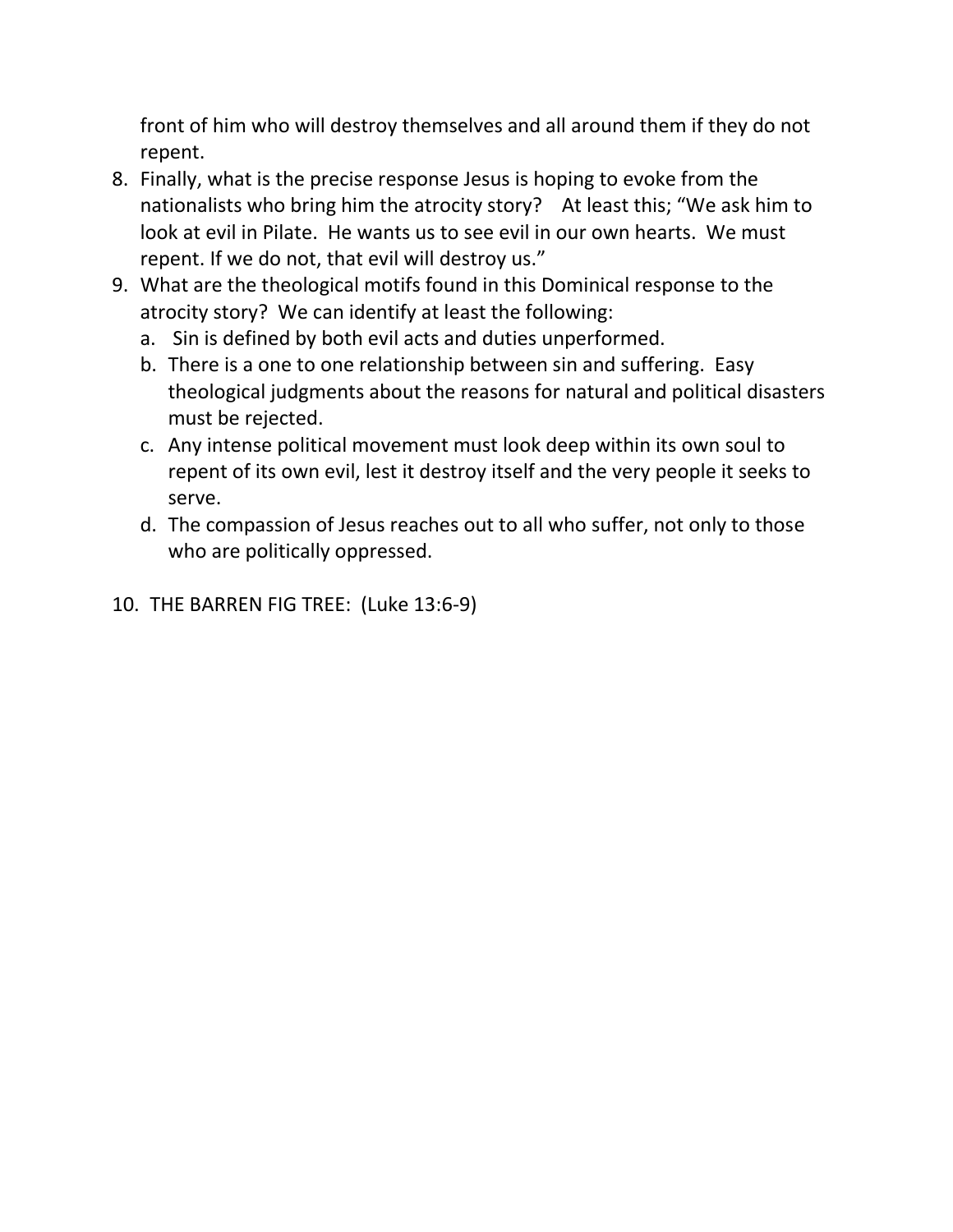front of him who will destroy themselves and all around them if they do not repent.

8. Finally, what is the precise response Jesus is hoping to evoke from the nationalists who bring him the atrocity story? At least this; "We ask him to look at evil in Pilate. He wants us to see evil in our own hearts. We must repent. If we do not, that evil will destroy us."
9. What are the theological motifs found in this Dominical response to the atrocity story? We can identify at least the following:
   a. Sin is defined by both evil acts and duties unperformed.
   b. There is a one to one relationship between sin and suffering. Easy theological judgments about the reasons for natural and political disasters must be rejected.
   c. Any intense political movement must look deep within its own soul to repent of its own evil, lest it destroy itself and the very people it seeks to serve.
   d. The compassion of Jesus reaches out to all who suffer, not only to those who are politically oppressed.

10. THE BARREN FIG TREE: (Luke 13:6-9)